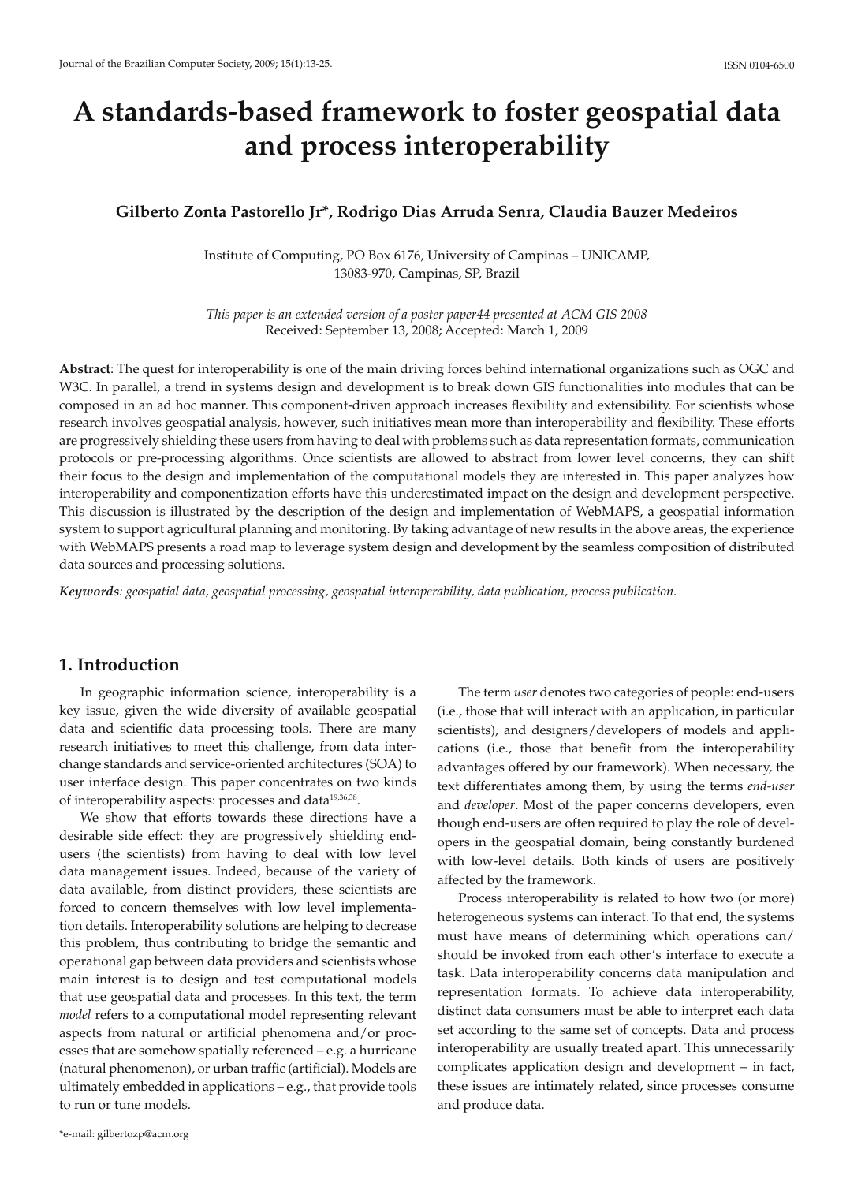# A standards-based framework to foster geospatial data and process interoperability

**Gilberto Zonta Pastorello Jr*, Rodrigo Dias Arruda Senra, Claudia Bauzer Medeiros**

Institute of Computing, PO Box 6176, University of Campinas – UNICAMP,
13083-970, Campinas, SP, Brazil

*This paper is an extended version of a poster paper44 presented at ACM GIS 2008*
Received: September 13, 2008; Accepted: March 1, 2009

**Abstract**: The quest for interoperability is one of the main driving forces behind international organizations such as OGC and W3C. In parallel, a trend in systems design and development is to break down GIS functionalities into modules that can be composed in an ad hoc manner. This component-driven approach increases flexibility and extensibility. For scientists whose research involves geospatial analysis, however, such initiatives mean more than interoperability and flexibility. These efforts are progressively shielding these users from having to deal with problems such as data representation formats, communication protocols or pre-processing algorithms. Once scientists are allowed to abstract from lower level concerns, they can shift their focus to the design and implementation of the computational models they are interested in. This paper analyzes how interoperability and componentization efforts have this underestimated impact on the design and development perspective. This discussion is illustrated by the description of the design and implementation of WebMAPS, a geospatial information system to support agricultural planning and monitoring. By taking advantage of new results in the above areas, the experience with WebMAPS presents a road map to leverage system design and development by the seamless composition of distributed data sources and processing solutions.

***Keywords**: geospatial data, geospatial processing, geospatial interoperability, data publication, process publication.*

## 1. Introduction

In geographic information science, interoperability is a key issue, given the wide diversity of available geospatial data and scientific data processing tools. There are many research initiatives to meet this challenge, from data interchange standards and service-oriented architectures (SOA) to user interface design. This paper concentrates on two kinds of interoperability aspects: processes and data[19,36,38].

We show that efforts towards these directions have a desirable side effect: they are progressively shielding end-users (the scientists) from having to deal with low level data management issues. Indeed, because of the variety of data available, from distinct providers, these scientists are forced to concern themselves with low level implementation details. Interoperability solutions are helping to decrease this problem, thus contributing to bridge the semantic and operational gap between data providers and scientists whose main interest is to design and test computational models that use geospatial data and processes. In this text, the term *model* refers to a computational model representing relevant aspects from natural or artificial phenomena and/or processes that are somehow spatially referenced – e.g. a hurricane (natural phenomenon), or urban traffic (artificial). Models are ultimately embedded in applications – e.g., that provide tools to run or tune models.

The term *user* denotes two categories of people: end-users (i.e., those that will interact with an application, in particular scientists), and designers/developers of models and applications (i.e., those that benefit from the interoperability advantages offered by our framework). When necessary, the text differentiates among them, by using the terms *end-user* and *developer*. Most of the paper concerns developers, even though end-users are often required to play the role of developers in the geospatial domain, being constantly burdened with low-level details. Both kinds of users are positively affected by the framework.

Process interoperability is related to how two (or more) heterogeneous systems can interact. To that end, the systems must have means of determining which operations can/should be invoked from each other's interface to execute a task. Data interoperability concerns data manipulation and representation formats. To achieve data interoperability, distinct data consumers must be able to interpret each data set according to the same set of concepts. Data and process interoperability are usually treated apart. This unnecessarily complicates application design and development – in fact, these issues are intimately related, since processes consume and produce data.

*e-mail: gilbertozp@acm.org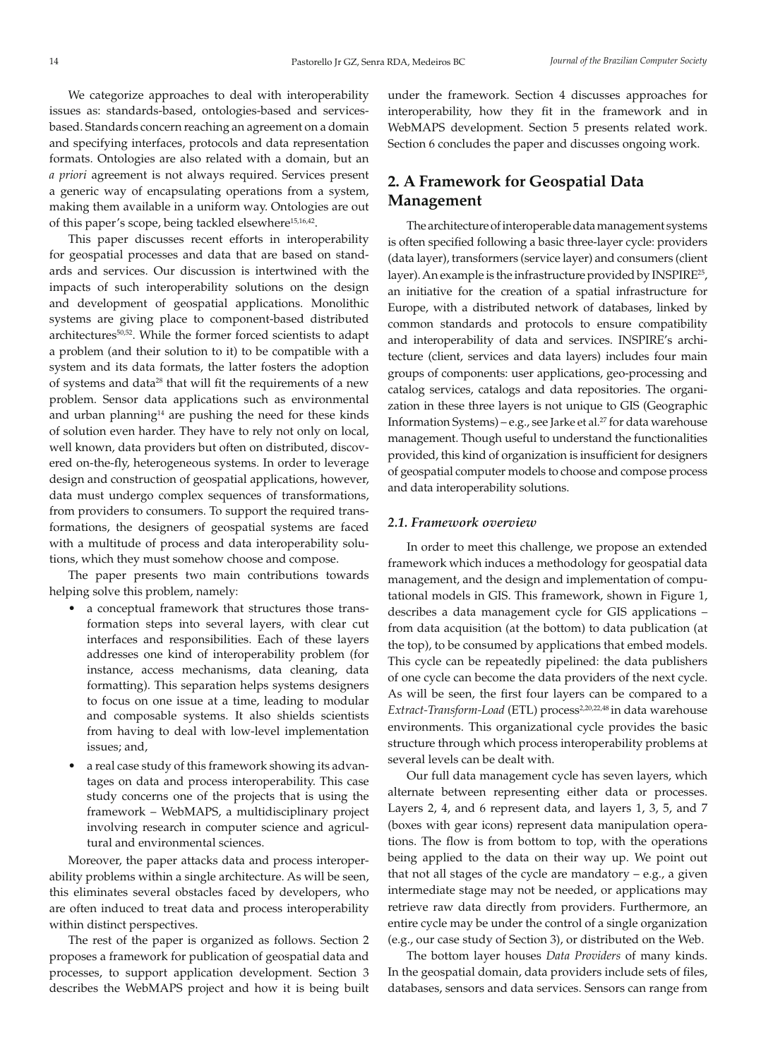We categorize approaches to deal with interoperability issues as: standards-based, ontologies-based and services-based. Standards concern reaching an agreement on a domain and specifying interfaces, protocols and data representation formats. Ontologies are also related with a domain, but an *a priori* agreement is not always required. Services present a generic way of encapsulating operations from a system, making them available in a uniform way. Ontologies are out of this paper's scope, being tackled elsewhere[15,16,42].

This paper discusses recent efforts in interoperability for geospatial processes and data that are based on standards and services. Our discussion is intertwined with the impacts of such interoperability solutions on the design and development of geospatial applications. Monolithic systems are giving place to component-based distributed architectures[50,52]. While the former forced scientists to adapt a problem (and their solution to it) to be compatible with a system and its data formats, the latter fosters the adoption of systems and data[28] that will fit the requirements of a new problem. Sensor data applications such as environmental and urban planning[14] are pushing the need for these kinds of solution even harder. They have to rely not only on local, well known, data providers but often on distributed, discovered on-the-fly, heterogeneous systems. In order to leverage design and construction of geospatial applications, however, data must undergo complex sequences of transformations, from providers to consumers. To support the required transformations, the designers of geospatial systems are faced with a multitude of process and data interoperability solutions, which they must somehow choose and compose.

The paper presents two main contributions towards helping solve this problem, namely:

- a conceptual framework that structures those transformation steps into several layers, with clear cut interfaces and responsibilities. Each of these layers addresses one kind of interoperability problem (for instance, access mechanisms, data cleaning, data formatting). This separation helps systems designers to focus on one issue at a time, leading to modular and composable systems. It also shields scientists from having to deal with low-level implementation issues; and,
- a real case study of this framework showing its advantages on data and process interoperability. This case study concerns one of the projects that is using the framework – WebMAPS, a multidisciplinary project involving research in computer science and agricultural and environmental sciences.

Moreover, the paper attacks data and process interoperability problems within a single architecture. As will be seen, this eliminates several obstacles faced by developers, who are often induced to treat data and process interoperability within distinct perspectives.

The rest of the paper is organized as follows. Section 2 proposes a framework for publication of geospatial data and processes, to support application development. Section 3 describes the WebMAPS project and how it is being built under the framework. Section 4 discusses approaches for interoperability, how they fit in the framework and in WebMAPS development. Section 5 presents related work. Section 6 concludes the paper and discusses ongoing work.

## 2. A Framework for Geospatial Data Management

The architecture of interoperable data management systems is often specified following a basic three-layer cycle: providers (data layer), transformers (service layer) and consumers (client layer). An example is the infrastructure provided by INSPIRE[25], an initiative for the creation of a spatial infrastructure for Europe, with a distributed network of databases, linked by common standards and protocols to ensure compatibility and interoperability of data and services. INSPIRE's architecture (client, services and data layers) includes four main groups of components: user applications, geo-processing and catalog services, catalogs and data repositories. The organization in these three layers is not unique to GIS (Geographic Information Systems) – e.g., see Jarke et al.[27] for data warehouse management. Though useful to understand the functionalities provided, this kind of organization is insufficient for designers of geospatial computer models to choose and compose process and data interoperability solutions.

### *2.1. Framework overview*

In order to meet this challenge, we propose an extended framework which induces a methodology for geospatial data management, and the design and implementation of computational models in GIS. This framework, shown in Figure 1, describes a data management cycle for GIS applications – from data acquisition (at the bottom) to data publication (at the top), to be consumed by applications that embed models. This cycle can be repeatedly pipelined: the data publishers of one cycle can become the data providers of the next cycle. As will be seen, the first four layers can be compared to a *Extract-Transform-Load* (ETL) process[2,20,22,48] in data warehouse environments. This organizational cycle provides the basic structure through which process interoperability problems at several levels can be dealt with.

Our full data management cycle has seven layers, which alternate between representing either data or processes. Layers 2, 4, and 6 represent data, and layers 1, 3, 5, and 7 (boxes with gear icons) represent data manipulation operations. The flow is from bottom to top, with the operations being applied to the data on their way up. We point out that not all stages of the cycle are mandatory – e.g., a given intermediate stage may not be needed, or applications may retrieve raw data directly from providers. Furthermore, an entire cycle may be under the control of a single organization (e.g., our case study of Section 3), or distributed on the Web.

The bottom layer houses *Data Providers* of many kinds. In the geospatial domain, data providers include sets of files, databases, sensors and data services. Sensors can range from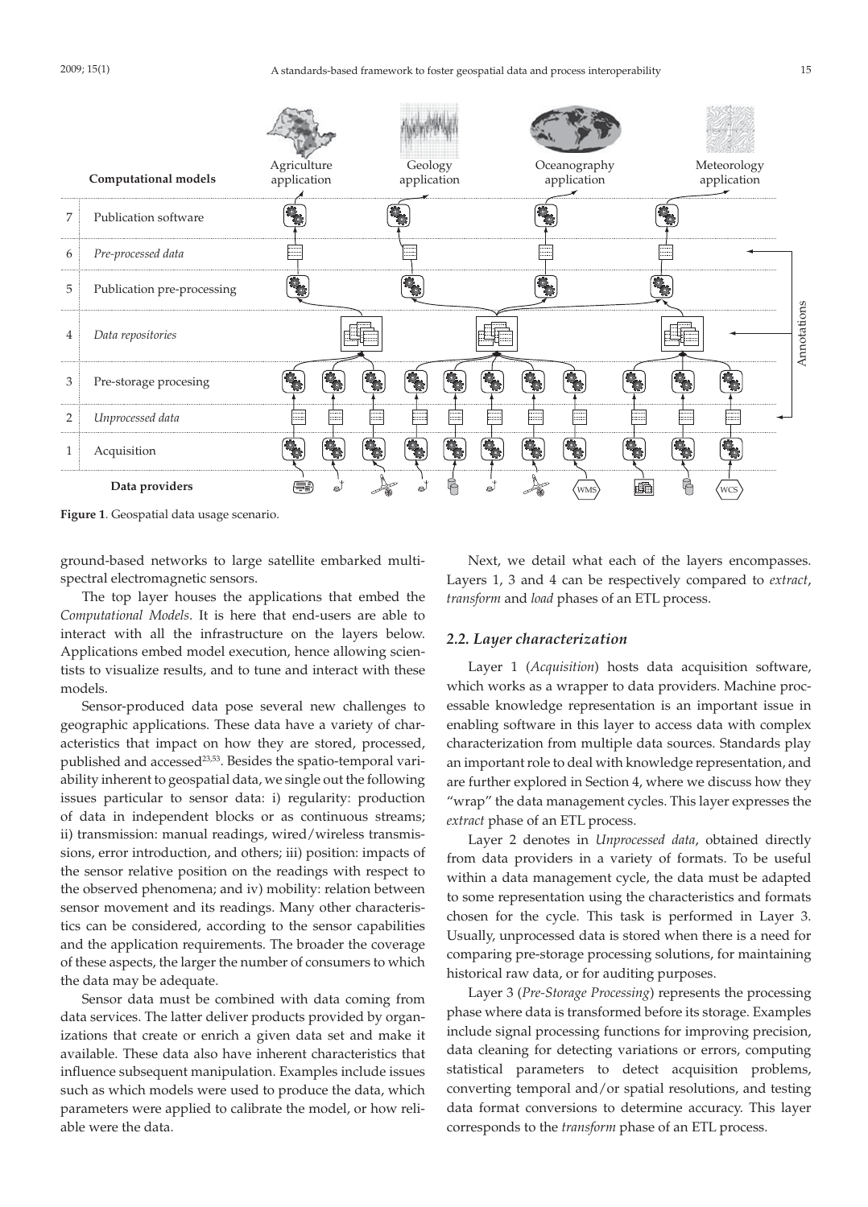**Figure 1**. Geospatial data usage scenario.

ground-based networks to large satellite embarked multispectral electromagnetic sensors.

The top layer houses the applications that embed the *Computational Models*. It is here that end-users are able to interact with all the infrastructure on the layers below. Applications embed model execution, hence allowing scientists to visualize results, and to tune and interact with these models.

Sensor-produced data pose several new challenges to geographic applications. These data have a variety of characteristics that impact on how they are stored, processed, published and accessed[23,53]. Besides the spatio-temporal variability inherent to geospatial data, we single out the following issues particular to sensor data: i) regularity: production of data in independent blocks or as continuous streams; ii) transmission: manual readings, wired/wireless transmissions, error introduction, and others; iii) position: impacts of the sensor relative position on the readings with respect to the observed phenomena; and iv) mobility: relation between sensor movement and its readings. Many other characteristics can be considered, according to the sensor capabilities and the application requirements. The broader the coverage of these aspects, the larger the number of consumers to which the data may be adequate.

Sensor data must be combined with data coming from data services. The latter deliver products provided by organizations that create or enrich a given data set and make it available. These data also have inherent characteristics that influence subsequent manipulation. Examples include issues such as which models were used to produce the data, which parameters were applied to calibrate the model, or how reliable were the data.

Next, we detail what each of the layers encompasses. Layers 1, 3 and 4 can be respectively compared to *extract*, *transform* and *load* phases of an ETL process.

### 2.2. Layer characterization

Layer 1 (*Acquisition*) hosts data acquisition software, which works as a wrapper to data providers. Machine processable knowledge representation is an important issue in enabling software in this layer to access data with complex characterization from multiple data sources. Standards play an important role to deal with knowledge representation, and are further explored in Section 4, where we discuss how they "wrap" the data management cycles. This layer expresses the *extract* phase of an ETL process.

Layer 2 denotes in *Unprocessed data*, obtained directly from data providers in a variety of formats. To be useful within a data management cycle, the data must be adapted to some representation using the characteristics and formats chosen for the cycle. This task is performed in Layer 3. Usually, unprocessed data is stored when there is a need for comparing pre-storage processing solutions, for maintaining historical raw data, or for auditing purposes.

Layer 3 (*Pre-Storage Processing*) represents the processing phase where data is transformed before its storage. Examples include signal processing functions for improving precision, data cleaning for detecting variations or errors, computing statistical parameters to detect acquisition problems, converting temporal and/or spatial resolutions, and testing data format conversions to determine accuracy. This layer corresponds to the *transform* phase of an ETL process.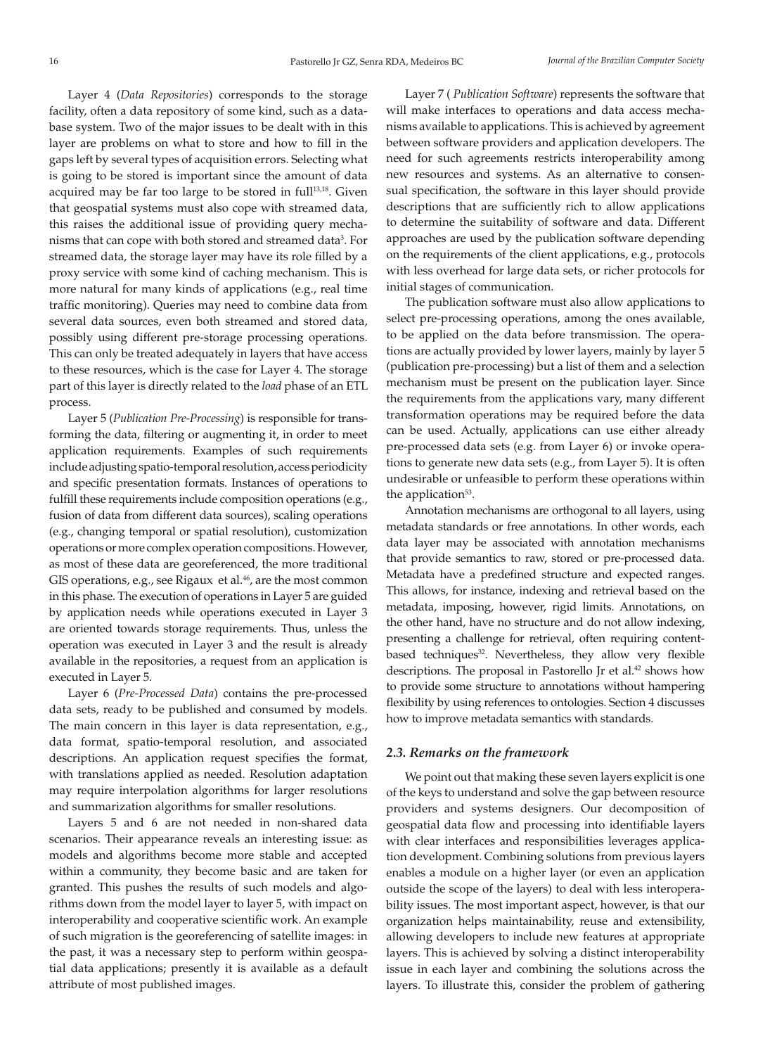Layer 4 (*Data Repositories*) corresponds to the storage facility, often a data repository of some kind, such as a database system. Two of the major issues to be dealt with in this layer are problems on what to store and how to fill in the gaps left by several types of acquisition errors. Selecting what is going to be stored is important since the amount of data acquired may be far too large to be stored in full[13,18]. Given that geospatial systems must also cope with streamed data, this raises the additional issue of providing query mechanisms that can cope with both stored and streamed data[3]. For streamed data, the storage layer may have its role filled by a proxy service with some kind of caching mechanism. This is more natural for many kinds of applications (e.g., real time traffic monitoring). Queries may need to combine data from several data sources, even both streamed and stored data, possibly using different pre-storage processing operations. This can only be treated adequately in layers that have access to these resources, which is the case for Layer 4. The storage part of this layer is directly related to the *load* phase of an ETL process.

Layer 5 (*Publication Pre-Processing*) is responsible for transforming the data, filtering or augmenting it, in order to meet application requirements. Examples of such requirements include adjusting spatio-temporal resolution, access periodicity and specific presentation formats. Instances of operations to fulfill these requirements include composition operations (e.g., fusion of data from different data sources), scaling operations (e.g., changing temporal or spatial resolution), customization operations or more complex operation compositions. However, as most of these data are georeferenced, the more traditional GIS operations, e.g., see Rigaux et al.[46], are the most common in this phase. The execution of operations in Layer 5 are guided by application needs while operations executed in Layer 3 are oriented towards storage requirements. Thus, unless the operation was executed in Layer 3 and the result is already available in the repositories, a request from an application is executed in Layer 5.

Layer 6 (*Pre-Processed Data*) contains the pre-processed data sets, ready to be published and consumed by models. The main concern in this layer is data representation, e.g., data format, spatio-temporal resolution, and associated descriptions. An application request specifies the format, with translations applied as needed. Resolution adaptation may require interpolation algorithms for larger resolutions and summarization algorithms for smaller resolutions.

Layers 5 and 6 are not needed in non-shared data scenarios. Their appearance reveals an interesting issue: as models and algorithms become more stable and accepted within a community, they become basic and are taken for granted. This pushes the results of such models and algorithms down from the model layer to layer 5, with impact on interoperability and cooperative scientific work. An example of such migration is the georeferencing of satellite images: in the past, it was a necessary step to perform within geospatial data applications; presently it is available as a default attribute of most published images.

Layer 7 ( *Publication Software*) represents the software that will make interfaces to operations and data access mechanisms available to applications. This is achieved by agreement between software providers and application developers. The need for such agreements restricts interoperability among new resources and systems. As an alternative to consensual specification, the software in this layer should provide descriptions that are sufficiently rich to allow applications to determine the suitability of software and data. Different approaches are used by the publication software depending on the requirements of the client applications, e.g., protocols with less overhead for large data sets, or richer protocols for initial stages of communication.

The publication software must also allow applications to select pre-processing operations, among the ones available, to be applied on the data before transmission. The operations are actually provided by lower layers, mainly by layer 5 (publication pre-processing) but a list of them and a selection mechanism must be present on the publication layer. Since the requirements from the applications vary, many different transformation operations may be required before the data can be used. Actually, applications can use either already pre-processed data sets (e.g. from Layer 6) or invoke operations to generate new data sets (e.g., from Layer 5). It is often undesirable or unfeasible to perform these operations within the application[53].

Annotation mechanisms are orthogonal to all layers, using metadata standards or free annotations. In other words, each data layer may be associated with annotation mechanisms that provide semantics to raw, stored or pre-processed data. Metadata have a predefined structure and expected ranges. This allows, for instance, indexing and retrieval based on the metadata, imposing, however, rigid limits. Annotations, on the other hand, have no structure and do not allow indexing, presenting a challenge for retrieval, often requiring content-based techniques[32]. Nevertheless, they allow very flexible descriptions. The proposal in Pastorello Jr et al.[42] shows how to provide some structure to annotations without hampering flexibility by using references to ontologies. Section 4 discusses how to improve metadata semantics with standards.

### 2.3. Remarks on the framework

We point out that making these seven layers explicit is one of the keys to understand and solve the gap between resource providers and systems designers. Our decomposition of geospatial data flow and processing into identifiable layers with clear interfaces and responsibilities leverages application development. Combining solutions from previous layers enables a module on a higher layer (or even an application outside the scope of the layers) to deal with less interoperability issues. The most important aspect, however, is that our organization helps maintainability, reuse and extensibility, allowing developers to include new features at appropriate layers. This is achieved by solving a distinct interoperability issue in each layer and combining the solutions across the layers. To illustrate this, consider the problem of gathering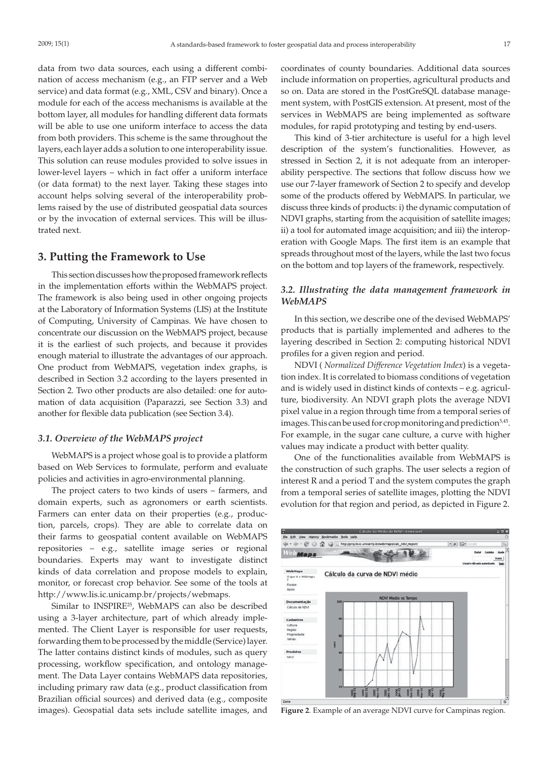data from two data sources, each using a different combination of access mechanism (e.g., an FTP server and a Web service) and data format (e.g., XML, CSV and binary). Once a module for each of the access mechanisms is available at the bottom layer, all modules for handling different data formats will be able to use one uniform interface to access the data from both providers. This scheme is the same throughout the layers, each layer adds a solution to one interoperability issue. This solution can reuse modules provided to solve issues in lower-level layers – which in fact offer a uniform interface (or data format) to the next layer. Taking these stages into account helps solving several of the interoperability problems raised by the use of distributed geospatial data sources or by the invocation of external services. This will be illustrated next.

## 3. Putting the Framework to Use

This section discusses how the proposed framework reflects in the implementation efforts within the WebMAPS project. The framework is also being used in other ongoing projects at the Laboratory of Information Systems (LIS) at the Institute of Computing, University of Campinas. We have chosen to concentrate our discussion on the WebMAPS project, because it is the earliest of such projects, and because it provides enough material to illustrate the advantages of our approach. One product from WebMAPS, vegetation index graphs, is described in Section 3.2 according to the layers presented in Section 2. Two other products are also detailed: one for automation of data acquisition (Paparazzi, see Section 3.3) and another for flexible data publication (see Section 3.4).

### *3.1. Overview of the WebMAPS project*

WebMAPS is a project whose goal is to provide a platform based on Web Services to formulate, perform and evaluate policies and activities in agro-environmental planning.

The project caters to two kinds of users – farmers, and domain experts, such as agronomers or earth scientists. Farmers can enter data on their properties (e.g., production, parcels, crops). They are able to correlate data on their farms to geospatial content available on WebMAPS repositories – e.g., satellite image series or regional boundaries. Experts may want to investigate distinct kinds of data correlation and propose models to explain, monitor, or forecast crop behavior. See some of the tools at http://www.lis.ic.unicamp.br/projects/webmaps.

Similar to INSPIRE[25], WebMAPS can also be described using a 3-layer architecture, part of which already implemented. The Client Layer is responsible for user requests, forwarding them to be processed by the middle (Service) layer. The latter contains distinct kinds of modules, such as query processing, workflow specification, and ontology management. The Data Layer contains WebMAPS data repositories, including primary raw data (e.g., product classification from Brazilian official sources) and derived data (e.g., composite images). Geospatial data sets include satellite images, and coordinates of county boundaries. Additional data sources include information on properties, agricultural products and so on. Data are stored in the PostGreSQL database management system, with PostGIS extension. At present, most of the services in WebMAPS are being implemented as software modules, for rapid prototyping and testing by end-users.

This kind of 3-tier architecture is useful for a high level description of the system's functionalities. However, as stressed in Section 2, it is not adequate from an interoperability perspective. The sections that follow discuss how we use our 7-layer framework of Section 2 to specify and develop some of the products offered by WebMAPS. In particular, we discuss three kinds of products: i) the dynamic computation of NDVI graphs, starting from the acquisition of satellite images; ii) a tool for automated image acquisition; and iii) the interoperation with Google Maps. The first item is an example that spreads throughout most of the layers, while the last two focus on the bottom and top layers of the framework, respectively.

### *3.2. Illustrating the data management framework in WebMAPS*

In this section, we describe one of the devised WebMAPS' products that is partially implemented and adheres to the layering described in Section 2: computing historical NDVI profiles for a given region and period.

NDVI ( *Normalized Difference Vegetation Index*) is a vegetation index. It is correlated to biomass conditions of vegetation and is widely used in distinct kinds of contexts – e.g. agriculture, biodiversity. An NDVI graph plots the average NDVI pixel value in a region through time from a temporal series of images. This can be used for crop monitoring and prediction[5,45]. For example, in the sugar cane culture, a curve with higher values may indicate a product with better quality.

One of the functionalities available from WebMAPS is the construction of such graphs. The user selects a region of interest R and a period T and the system computes the graph from a temporal series of satellite images, plotting the NDVI evolution for that region and period, as depicted in Figure 2.

**Figure 2**. Example of an average NDVI curve for Campinas region.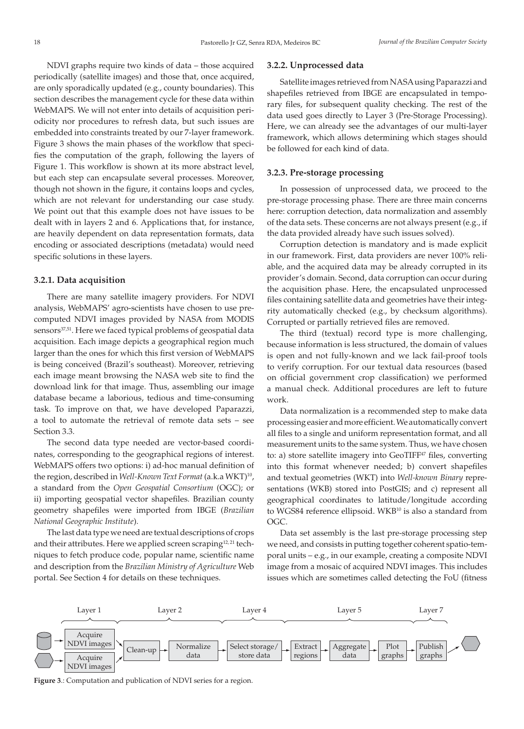NDVI graphs require two kinds of data – those acquired periodically (satellite images) and those that, once acquired, are only sporadically updated (e.g., county boundaries). This section describes the management cycle for these data within WebMAPS. We will not enter into details of acquisition periodicity nor procedures to refresh data, but such issues are embedded into constraints treated by our 7-layer framework. Figure 3 shows the main phases of the workflow that specifies the computation of the graph, following the layers of Figure 1. This workflow is shown at its more abstract level, but each step can encapsulate several processes. Moreover, though not shown in the figure, it contains loops and cycles, which are not relevant for understanding our case study. We point out that this example does not have issues to be dealt with in layers 2 and 6. Applications that, for instance, are heavily dependent on data representation formats, data encoding or associated descriptions (metadata) would need specific solutions in these layers.

### 3.2.1. Data acquisition

There are many satellite imagery providers. For NDVI analysis, WebMAPS' agro-scientists have chosen to use pre-computed NDVI images provided by NASA from MODIS sensors[37,51]. Here we faced typical problems of geospatial data acquisition. Each image depicts a geographical region much larger than the ones for which this first version of WebMAPS is being conceived (Brazil's southeast). Moreover, retrieving each image meant browsing the NASA web site to find the download link for that image. Thus, assembling our image database became a laborious, tedious and time-consuming task. To improve on that, we have developed Paparazzi, a tool to automate the retrieval of remote data sets – see Section 3.3.

The second data type needed are vector-based coordinates, corresponding to the geographical regions of interest. WebMAPS offers two options: i) ad-hoc manual definition of the region, described in *Well-Known Text Format* (a.k.a WKT)[10], a standard from the *Open Geospatial Consortium* (OGC); or ii) importing geospatial vector shapefiles. Brazilian county geometry shapefiles were imported from IBGE (*Brazilian National Geographic Institute*).

The last data type we need are textual descriptions of crops and their attributes. Here we applied screen scraping[12,21] techniques to fetch produce code, popular name, scientific name and description from the *Brazilian Ministry of Agriculture* Web portal. See Section 4 for details on these techniques.

### 3.2.2. Unprocessed data

Satellite images retrieved from NASA using Paparazzi and shapefiles retrieved from IBGE are encapsulated in temporary files, for subsequent quality checking. The rest of the data used goes directly to Layer 3 (Pre-Storage Processing). Here, we can already see the advantages of our multi-layer framework, which allows determining which stages should be followed for each kind of data.

### 3.2.3. Pre-storage processing

In possession of unprocessed data, we proceed to the pre-storage processing phase. There are three main concerns here: corruption detection, data normalization and assembly of the data sets. These concerns are not always present (e.g., if the data provided already have such issues solved).

Corruption detection is mandatory and is made explicit in our framework. First, data providers are never 100% reliable, and the acquired data may be already corrupted in its provider's domain. Second, data corruption can occur during the acquisition phase. Here, the encapsulated unprocessed files containing satellite data and geometries have their integrity automatically checked (e.g., by checksum algorithms). Corrupted or partially retrieved files are removed.

The third (textual) record type is more challenging, because information is less structured, the domain of values is open and not fully-known and we lack fail-proof tools to verify corruption. For our textual data resources (based on official government crop classification) we performed a manual check. Additional procedures are left to future work.

Data normalization is a recommended step to make data processing easier and more efficient. We automatically convert all files to a single and uniform representation format, and all measurement units to the same system. Thus, we have chosen to: a) store satellite imagery into GeoTIFF[47] files, converting into this format whenever needed; b) convert shapefiles and textual geometries (WKT) into *Well-known Binary* representations (WKB) stored into PostGIS; and c) represent all geographical coordinates to latitude/longitude according to WGS84 reference ellipsoid. WKB[10] is also a standard from OGC.

Data set assembly is the last pre-storage processing step we need, and consists in putting together coherent spatio-temporal units – e.g., in our example, creating a composite NDVI image from a mosaic of acquired NDVI images. This includes issues which are sometimes called detecting the FoU (fitness

Layer 1 — Layer 2 — Layer 4 — Layer 5 — Layer 7

Acquire NDVI images / Acquire NDVI images → Clean-up → Normalize data → Select storage/store data → Extract regions → Aggregate data → Plot graphs → Publish graphs

**Figure 3**.: Computation and publication of NDVI series for a region.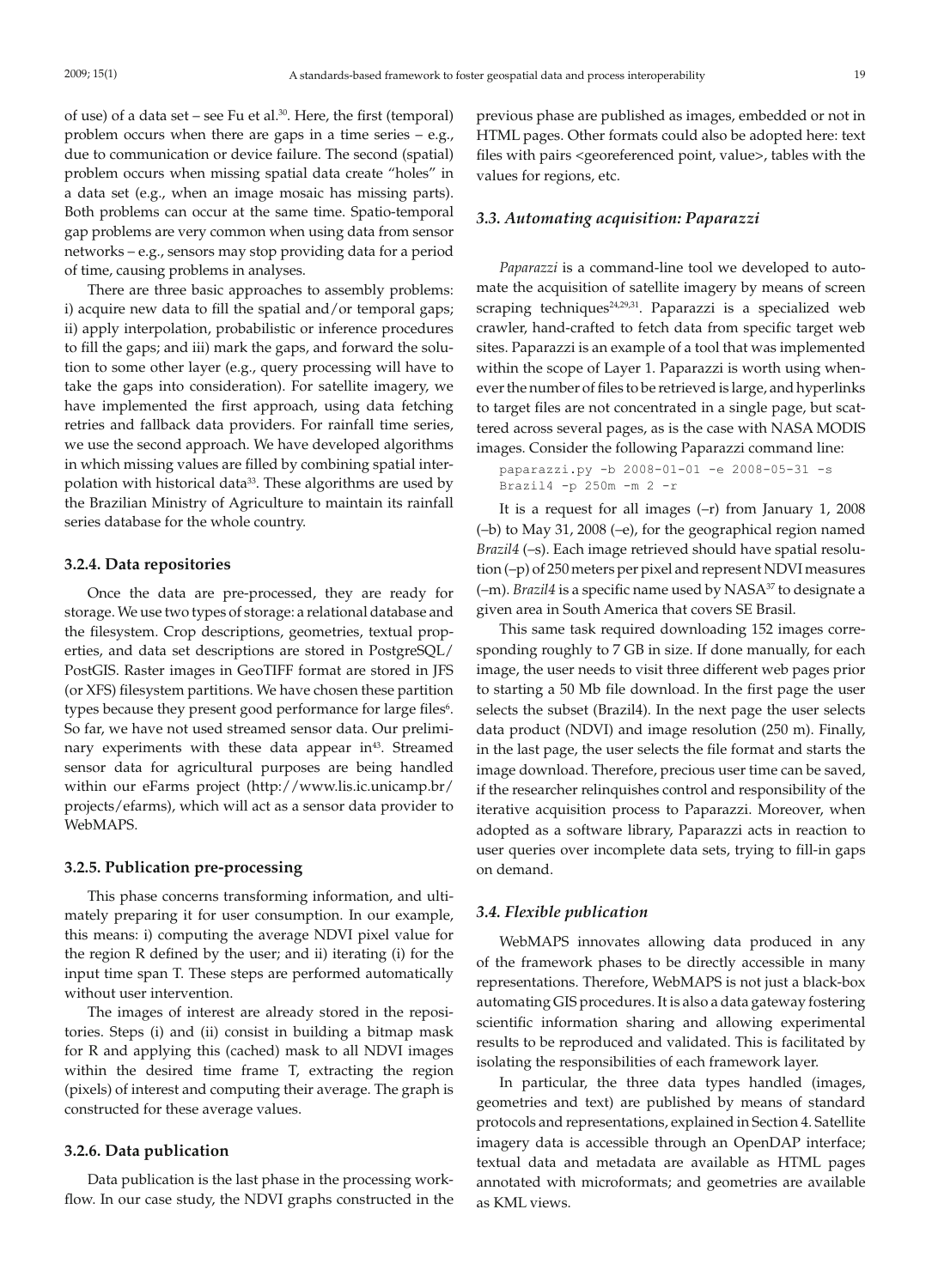of use) of a data set – see Fu et al.[30]. Here, the first (temporal) problem occurs when there are gaps in a time series – e.g., due to communication or device failure. The second (spatial) problem occurs when missing spatial data create "holes" in a data set (e.g., when an image mosaic has missing parts). Both problems can occur at the same time. Spatio-temporal gap problems are very common when using data from sensor networks – e.g., sensors may stop providing data for a period of time, causing problems in analyses.

There are three basic approaches to assembly problems: i) acquire new data to fill the spatial and/or temporal gaps; ii) apply interpolation, probabilistic or inference procedures to fill the gaps; and iii) mark the gaps, and forward the solution to some other layer (e.g., query processing will have to take the gaps into consideration). For satellite imagery, we have implemented the first approach, using data fetching retries and fallback data providers. For rainfall time series, we use the second approach. We have developed algorithms in which missing values are filled by combining spatial interpolation with historical data[33]. These algorithms are used by the Brazilian Ministry of Agriculture to maintain its rainfall series database for the whole country.

#### 3.2.4. Data repositories

Once the data are pre-processed, they are ready for storage. We use two types of storage: a relational database and the filesystem. Crop descriptions, geometries, textual properties, and data set descriptions are stored in PostgreSQL/PostGIS. Raster images in GeoTIFF format are stored in JFS (or XFS) filesystem partitions. We have chosen these partition types because they present good performance for large files[6]. So far, we have not used streamed sensor data. Our preliminary experiments with these data appear in[43]. Streamed sensor data for agricultural purposes are being handled within our eFarms project (http://www.lis.ic.unicamp.br/projects/efarms), which will act as a sensor data provider to WebMAPS.

#### 3.2.5. Publication pre-processing

This phase concerns transforming information, and ultimately preparing it for user consumption. In our example, this means: i) computing the average NDVI pixel value for the region R defined by the user; and ii) iterating (i) for the input time span T. These steps are performed automatically without user intervention.

The images of interest are already stored in the repositories. Steps (i) and (ii) consist in building a bitmap mask for R and applying this (cached) mask to all NDVI images within the desired time frame T, extracting the region (pixels) of interest and computing their average. The graph is constructed for these average values.

#### 3.2.6. Data publication

Data publication is the last phase in the processing workflow. In our case study, the NDVI graphs constructed in the previous phase are published as images, embedded or not in HTML pages. Other formats could also be adopted here: text files with pairs <georeferenced point, value>, tables with the values for regions, etc.

### *3.3. Automating acquisition: Paparazzi*

*Paparazzi* is a command-line tool we developed to automate the acquisition of satellite imagery by means of screen scraping techniques[24,29,31]. Paparazzi is a specialized web crawler, hand-crafted to fetch data from specific target web sites. Paparazzi is an example of a tool that was implemented within the scope of Layer 1. Paparazzi is worth using whenever the number of files to be retrieved is large, and hyperlinks to target files are not concentrated in a single page, but scattered across several pages, as is the case with NASA MODIS images. Consider the following Paparazzi command line:

```
paparazzi.py -b 2008-01-01 -e 2008-05-31 -s
Brazil4 -p 250m -m 2 -r
```

It is a request for all images (–r) from January 1, 2008 (–b) to May 31, 2008 (–e), for the geographical region named *Brazil4* (–s). Each image retrieved should have spatial resolution (–p) of 250 meters per pixel and represent NDVI measures (–m). *Brazil4* is a specific name used by NASA[37] to designate a given area in South America that covers SE Brasil.

This same task required downloading 152 images corresponding roughly to 7 GB in size. If done manually, for each image, the user needs to visit three different web pages prior to starting a 50 Mb file download. In the first page the user selects the subset (Brazil4). In the next page the user selects data product (NDVI) and image resolution (250 m). Finally, in the last page, the user selects the file format and starts the image download. Therefore, precious user time can be saved, if the researcher relinquishes control and responsibility of the iterative acquisition process to Paparazzi. Moreover, when adopted as a software library, Paparazzi acts in reaction to user queries over incomplete data sets, trying to fill-in gaps on demand.

### *3.4. Flexible publication*

WebMAPS innovates allowing data produced in any of the framework phases to be directly accessible in many representations. Therefore, WebMAPS is not just a black-box automating GIS procedures. It is also a data gateway fostering scientific information sharing and allowing experimental results to be reproduced and validated. This is facilitated by isolating the responsibilities of each framework layer.

In particular, the three data types handled (images, geometries and text) are published by means of standard protocols and representations, explained in Section 4. Satellite imagery data is accessible through an OpenDAP interface; textual data and metadata are available as HTML pages annotated with microformats; and geometries are available as KML views.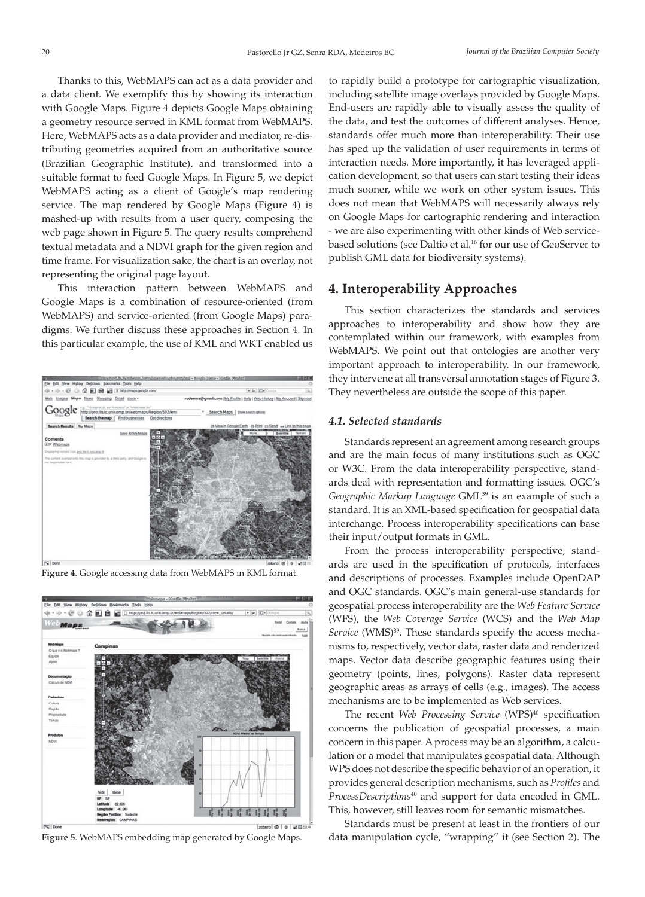Thanks to this, WebMAPS can act as a data provider and a data client. We exemplify this by showing its interaction with Google Maps. Figure 4 depicts Google Maps obtaining a geometry resource served in KML format from WebMAPS. Here, WebMAPS acts as a data provider and mediator, re-distributing geometries acquired from an authoritative source (Brazilian Geographic Institute), and transformed into a suitable format to feed Google Maps. In Figure 5, we depict WebMAPS acting as a client of Google's map rendering service. The map rendered by Google Maps (Figure 4) is mashed-up with results from a user query, composing the web page shown in Figure 5. The query results comprehend textual metadata and a NDVI graph for the given region and time frame. For visualization sake, the chart is an overlay, not representing the original page layout.

This interaction pattern between WebMAPS and Google Maps is a combination of resource-oriented (from WebMAPS) and service-oriented (from Google Maps) paradigms. We further discuss these approaches in Section 4. In this particular example, the use of KML and WKT enabled us to rapidly build a prototype for cartographic visualization, including satellite image overlays provided by Google Maps. End-users are rapidly able to visually assess the quality of the data, and test the outcomes of different analyses. Hence, standards offer much more than interoperability. Their use has sped up the validation of user requirements in terms of interaction needs. More importantly, it has leveraged application development, so that users can start testing their ideas much sooner, while we work on other system issues. This does not mean that WebMAPS will necessarily always rely on Google Maps for cartographic rendering and interaction - we are also experimenting with other kinds of Web service-based solutions (see Daltio et al.[16] for our use of GeoServer to publish GML data for biodiversity systems).

**Figure 4**. Google accessing data from WebMAPS in KML format.

**Figure 5**. WebMAPS embedding map generated by Google Maps.

## 4. Interoperability Approaches

This section characterizes the standards and services approaches to interoperability and show how they are contemplated within our framework, with examples from WebMAPS. We point out that ontologies are another very important approach to interoperability. In our framework, they intervene at all transversal annotation stages of Figure 3. They nevertheless are outside the scope of this paper.

### *4.1. Selected standards*

Standards represent an agreement among research groups and are the main focus of many institutions such as OGC or W3C. From the data interoperability perspective, standards deal with representation and formatting issues. OGC's *Geographic Markup Language* GML[39] is an example of such a standard. It is an XML-based specification for geospatial data interchange. Process interoperability specifications can base their input/output formats in GML.

From the process interoperability perspective, standards are used in the specification of protocols, interfaces and descriptions of processes. Examples include OpenDAP and OGC standards. OGC's main general-use standards for geospatial process interoperability are the *Web Feature Service* (WFS), the *Web Coverage Service* (WCS) and the *Web Map Service* (WMS)[39]. These standards specify the access mechanisms to, respectively, vector data, raster data and renderized maps. Vector data describe geographic features using their geometry (points, lines, polygons). Raster data represent geographic areas as arrays of cells (e.g., images). The access mechanisms are to be implemented as Web services.

The recent *Web Processing Service* (WPS)[40] specification concerns the publication of geospatial processes, a main concern in this paper. A process may be an algorithm, a calculation or a model that manipulates geospatial data. Although WPS does not describe the specific behavior of an operation, it provides general description mechanisms, such as *Profiles* and *ProcessDescriptions*[40] and support for data encoded in GML. This, however, still leaves room for semantic mismatches.

Standards must be present at least in the frontiers of our data manipulation cycle, "wrapping" it (see Section 2). The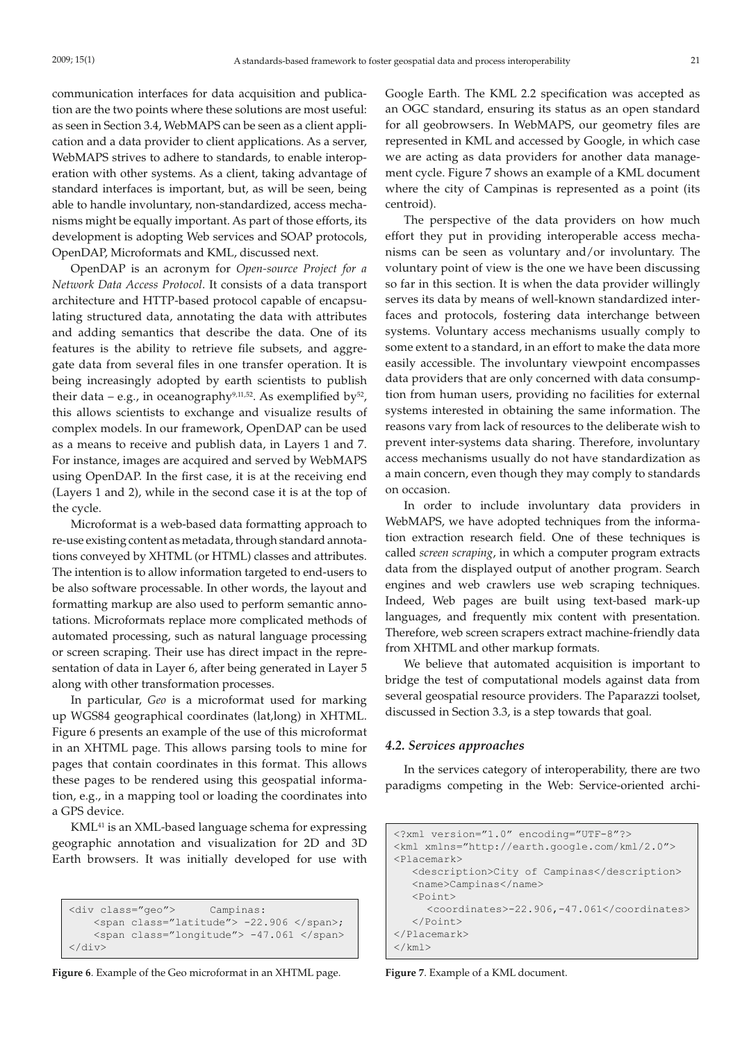communication interfaces for data acquisition and publication are the two points where these solutions are most useful: as seen in Section 3.4, WebMAPS can be seen as a client application and a data provider to client applications. As a server, WebMAPS strives to adhere to standards, to enable interoperation with other systems. As a client, taking advantage of standard interfaces is important, but, as will be seen, being able to handle involuntary, non-standardized, access mechanisms might be equally important. As part of those efforts, its development is adopting Web services and SOAP protocols, OpenDAP, Microformats and KML, discussed next.

OpenDAP is an acronym for *Open-source Project for a Network Data Access Protocol*. It consists of a data transport architecture and HTTP-based protocol capable of encapsulating structured data, annotating the data with attributes and adding semantics that describe the data. One of its features is the ability to retrieve file subsets, and aggregate data from several files in one transfer operation. It is being increasingly adopted by earth scientists to publish their data – e.g., in oceanography[9,11,52]. As exemplified by[52], this allows scientists to exchange and visualize results of complex models. In our framework, OpenDAP can be used as a means to receive and publish data, in Layers 1 and 7. For instance, images are acquired and served by WebMAPS using OpenDAP. In the first case, it is at the receiving end (Layers 1 and 2), while in the second case it is at the top of the cycle.

Microformat is a web-based data formatting approach to re-use existing content as metadata, through standard annotations conveyed by XHTML (or HTML) classes and attributes. The intention is to allow information targeted to end-users to be also software processable. In other words, the layout and formatting markup are also used to perform semantic annotations. Microformats replace more complicated methods of automated processing, such as natural language processing or screen scraping. Their use has direct impact in the representation of data in Layer 6, after being generated in Layer 5 along with other transformation processes.

In particular, *Geo* is a microformat used for marking up WGS84 geographical coordinates (lat,long) in XHTML. Figure 6 presents an example of the use of this microformat in an XHTML page. This allows parsing tools to mine for pages that contain coordinates in this format. This allows these pages to be rendered using this geospatial information, e.g., in a mapping tool or loading the coordinates into a GPS device.

KML[41] is an XML-based language schema for expressing geographic annotation and visualization for 2D and 3D Earth browsers. It was initially developed for use with Google Earth. The KML 2.2 specification was accepted as an OGC standard, ensuring its status as an open standard for all geobrowsers. In WebMAPS, our geometry files are represented in KML and accessed by Google, in which case we are acting as data providers for another data management cycle. Figure 7 shows an example of a KML document where the city of Campinas is represented as a point (its centroid).

```
<div class="geo">      Campinas:
    <span class="latitude"> -22.906 </span>;
    <span class="longitude"> -47.061 </span>
</div>
```

**Figure 6**. Example of the Geo microformat in an XHTML page.

The perspective of the data providers on how much effort they put in providing interoperable access mechanisms can be seen as voluntary and/or involuntary. The voluntary point of view is the one we have been discussing so far in this section. It is when the data provider willingly serves its data by means of well-known standardized interfaces and protocols, fostering data interchange between systems. Voluntary access mechanisms usually comply to some extent to a standard, in an effort to make the data more easily accessible. The involuntary viewpoint encompasses data providers that are only concerned with data consumption from human users, providing no facilities for external systems interested in obtaining the same information. The reasons vary from lack of resources to the deliberate wish to prevent inter-systems data sharing. Therefore, involuntary access mechanisms usually do not have standardization as a main concern, even though they may comply to standards on occasion.

In order to include involuntary data providers in WebMAPS, we have adopted techniques from the information extraction research field. One of these techniques is called *screen scraping*, in which a computer program extracts data from the displayed output of another program. Search engines and web crawlers use web scraping techniques. Indeed, Web pages are built using text-based mark-up languages, and frequently mix content with presentation. Therefore, web screen scrapers extract machine-friendly data from XHTML and other markup formats.

We believe that automated acquisition is important to bridge the test of computational models against data from several geospatial resource providers. The Paparazzi toolset, discussed in Section 3.3, is a step towards that goal.

### *4.2. Services approaches*

In the services category of interoperability, there are two paradigms competing in the Web: Service-oriented archi-

```
<?xml version="1.0" encoding="UTF-8"?>
<kml xmlns="http://earth.google.com/kml/2.0">
<Placemark>
   <description>City of Campinas</description>
   <name>Campinas</name>
   <Point>
      <coordinates>-22.906,-47.061</coordinates>
   </Point>
</Placemark>
</kml>
```

**Figure 7**. Example of a KML document.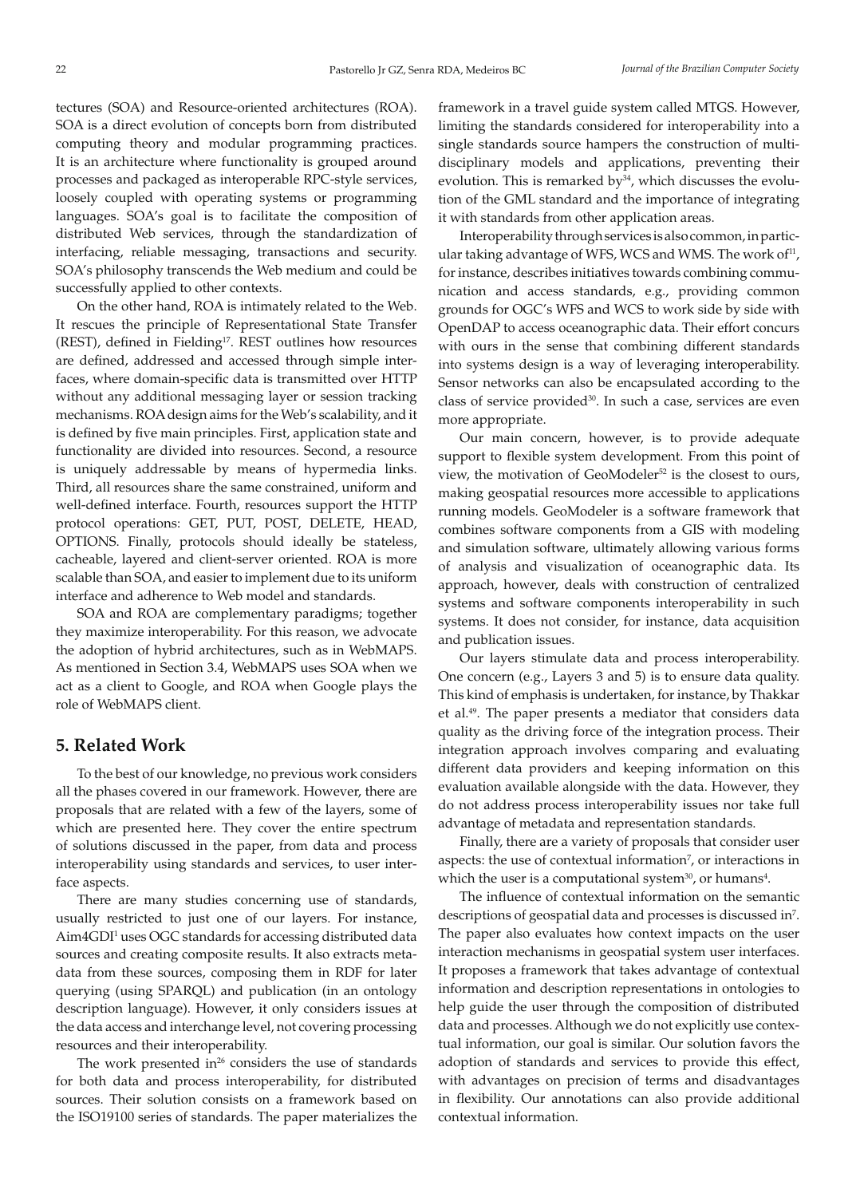tectures (SOA) and Resource-oriented architectures (ROA). SOA is a direct evolution of concepts born from distributed computing theory and modular programming practices. It is an architecture where functionality is grouped around processes and packaged as interoperable RPC-style services, loosely coupled with operating systems or programming languages. SOA's goal is to facilitate the composition of distributed Web services, through the standardization of interfacing, reliable messaging, transactions and security. SOA's philosophy transcends the Web medium and could be successfully applied to other contexts.

On the other hand, ROA is intimately related to the Web. It rescues the principle of Representational State Transfer (REST), defined in Fielding[17]. REST outlines how resources are defined, addressed and accessed through simple interfaces, where domain-specific data is transmitted over HTTP without any additional messaging layer or session tracking mechanisms. ROA design aims for the Web's scalability, and it is defined by five main principles. First, application state and functionality are divided into resources. Second, a resource is uniquely addressable by means of hypermedia links. Third, all resources share the same constrained, uniform and well-defined interface. Fourth, resources support the HTTP protocol operations: GET, PUT, POST, DELETE, HEAD, OPTIONS. Finally, protocols should ideally be stateless, cacheable, layered and client-server oriented. ROA is more scalable than SOA, and easier to implement due to its uniform interface and adherence to Web model and standards.

SOA and ROA are complementary paradigms; together they maximize interoperability. For this reason, we advocate the adoption of hybrid architectures, such as in WebMAPS. As mentioned in Section 3.4, WebMAPS uses SOA when we act as a client to Google, and ROA when Google plays the role of WebMAPS client.

## 5. Related Work

To the best of our knowledge, no previous work considers all the phases covered in our framework. However, there are proposals that are related with a few of the layers, some of which are presented here. They cover the entire spectrum of solutions discussed in the paper, from data and process interoperability using standards and services, to user interface aspects.

There are many studies concerning use of standards, usually restricted to just one of our layers. For instance, Aim4GDI[1] uses OGC standards for accessing distributed data sources and creating composite results. It also extracts metadata from these sources, composing them in RDF for later querying (using SPARQL) and publication (in an ontology description language). However, it only considers issues at the data access and interchange level, not covering processing resources and their interoperability.

The work presented in[26] considers the use of standards for both data and process interoperability, for distributed sources. Their solution consists on a framework based on the ISO19100 series of standards. The paper materializes the framework in a travel guide system called MTGS. However, limiting the standards considered for interoperability into a single standards source hampers the construction of multidisciplinary models and applications, preventing their evolution. This is remarked by[34], which discusses the evolution of the GML standard and the importance of integrating it with standards from other application areas.

Interoperability through services is also common, in particular taking advantage of WFS, WCS and WMS. The work of[11], for instance, describes initiatives towards combining communication and access standards, e.g., providing common grounds for OGC's WFS and WCS to work side by side with OpenDAP to access oceanographic data. Their effort concurs with ours in the sense that combining different standards into systems design is a way of leveraging interoperability. Sensor networks can also be encapsulated according to the class of service provided[30]. In such a case, services are even more appropriate.

Our main concern, however, is to provide adequate support to flexible system development. From this point of view, the motivation of GeoModeler[52] is the closest to ours, making geospatial resources more accessible to applications running models. GeoModeler is a software framework that combines software components from a GIS with modeling and simulation software, ultimately allowing various forms of analysis and visualization of oceanographic data. Its approach, however, deals with construction of centralized systems and software components interoperability in such systems. It does not consider, for instance, data acquisition and publication issues.

Our layers stimulate data and process interoperability. One concern (e.g., Layers 3 and 5) is to ensure data quality. This kind of emphasis is undertaken, for instance, by Thakkar et al.[49]. The paper presents a mediator that considers data quality as the driving force of the integration process. Their integration approach involves comparing and evaluating different data providers and keeping information on this evaluation available alongside with the data. However, they do not address process interoperability issues nor take full advantage of metadata and representation standards.

Finally, there are a variety of proposals that consider user aspects: the use of contextual information[7], or interactions in which the user is a computational system[30], or humans[4].

The influence of contextual information on the semantic descriptions of geospatial data and processes is discussed in[7]. The paper also evaluates how context impacts on the user interaction mechanisms in geospatial system user interfaces. It proposes a framework that takes advantage of contextual information and description representations in ontologies to help guide the user through the composition of distributed data and processes. Although we do not explicitly use contextual information, our goal is similar. Our solution favors the adoption of standards and services to provide this effect, with advantages on precision of terms and disadvantages in flexibility. Our annotations can also provide additional contextual information.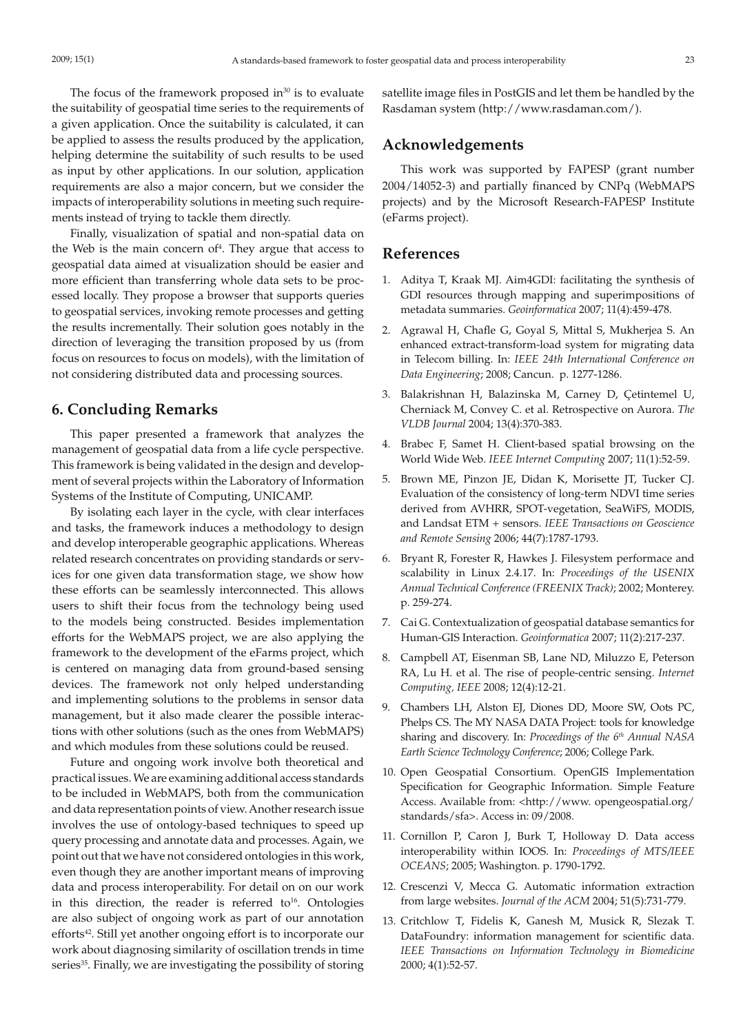The focus of the framework proposed in[30] is to evaluate the suitability of geospatial time series to the requirements of a given application. Once the suitability is calculated, it can be applied to assess the results produced by the application, helping determine the suitability of such results to be used as input by other applications. In our solution, application requirements are also a major concern, but we consider the impacts of interoperability solutions in meeting such requirements instead of trying to tackle them directly.

Finally, visualization of spatial and non-spatial data on the Web is the main concern of[4]. They argue that access to geospatial data aimed at visualization should be easier and more efficient than transferring whole data sets to be processed locally. They propose a browser that supports queries to geospatial services, invoking remote processes and getting the results incrementally. Their solution goes notably in the direction of leveraging the transition proposed by us (from focus on resources to focus on models), with the limitation of not considering distributed data and processing sources.

## 6. Concluding Remarks

This paper presented a framework that analyzes the management of geospatial data from a life cycle perspective. This framework is being validated in the design and development of several projects within the Laboratory of Information Systems of the Institute of Computing, UNICAMP.

By isolating each layer in the cycle, with clear interfaces and tasks, the framework induces a methodology to design and develop interoperable geographic applications. Whereas related research concentrates on providing standards or services for one given data transformation stage, we show how these efforts can be seamlessly interconnected. This allows users to shift their focus from the technology being used to the models being constructed. Besides implementation efforts for the WebMAPS project, we are also applying the framework to the development of the eFarms project, which is centered on managing data from ground-based sensing devices. The framework not only helped understanding and implementing solutions to the problems in sensor data management, but it also made clearer the possible interactions with other solutions (such as the ones from WebMAPS) and which modules from these solutions could be reused.

Future and ongoing work involve both theoretical and practical issues. We are examining additional access standards to be included in WebMAPS, both from the communication and data representation points of view. Another research issue involves the use of ontology-based techniques to speed up query processing and annotate data and processes. Again, we point out that we have not considered ontologies in this work, even though they are another important means of improving data and process interoperability. For detail on on our work in this direction, the reader is referred to[16]. Ontologies are also subject of ongoing work as part of our annotation efforts[42]. Still yet another ongoing effort is to incorporate our work about diagnosing similarity of oscillation trends in time series[35]. Finally, we are investigating the possibility of storing satellite image files in PostGIS and let them be handled by the Rasdaman system (http://www.rasdaman.com/).

## Acknowledgements

This work was supported by FAPESP (grant number 2004/14052-3) and partially financed by CNPq (WebMAPS projects) and by the Microsoft Research-FAPESP Institute (eFarms project).

## References

1. Aditya T, Kraak MJ. Aim4GDI: facilitating the synthesis of GDI resources through mapping and superimpositions of metadata summaries. *Geoinformatica* 2007; 11(4):459-478.
2. Agrawal H, Chafle G, Goyal S, Mittal S, Mukherjea S. An enhanced extract-transform-load system for migrating data in Telecom billing. In: *IEEE 24th International Conference on Data Engineering*; 2008; Cancun. p. 1277-1286.
3. Balakrishnan H, Balazinska M, Carney D, Çetintemel U, Cherniack M, Convey C. et al. Retrospective on Aurora. *The VLDB Journal* 2004; 13(4):370-383.
4. Brabec F, Samet H. Client-based spatial browsing on the World Wide Web. *IEEE Internet Computing* 2007; 11(1):52-59.
5. Brown ME, Pinzon JE, Didan K, Morisette JT, Tucker CJ. Evaluation of the consistency of long-term NDVI time series derived from AVHRR, SPOT-vegetation, SeaWiFS, MODIS, and Landsat ETM + sensors. *IEEE Transactions on Geoscience and Remote Sensing* 2006; 44(7):1787-1793.
6. Bryant R, Forester R, Hawkes J. Filesystem performace and scalability in Linux 2.4.17. In: *Proceedings of the USENIX Annual Technical Conference (FREENIX Track)*; 2002; Monterey. p. 259-274.
7. Cai G. Contextualization of geospatial database semantics for Human-GIS Interaction. *Geoinformatica* 2007; 11(2):217-237.
8. Campbell AT, Eisenman SB, Lane ND, Miluzzo E, Peterson RA, Lu H. et al. The rise of people-centric sensing. *Internet Computing, IEEE* 2008; 12(4):12-21.
9. Chambers LH, Alston EJ, Diones DD, Moore SW, Oots PC, Phelps CS. The MY NASA DATA Project: tools for knowledge sharing and discovery. In: *Proceedings of the 6th Annual NASA Earth Science Technology Conference*; 2006; College Park.
10. Open Geospatial Consortium. OpenGIS Implementation Specification for Geographic Information. Simple Feature Access. Available from: <http://www. opengeospatial.org/ standards/sfa>. Access in: 09/2008.
11. Cornillon P, Caron J, Burk T, Holloway D. Data access interoperability within IOOS. In: *Proceedings of MTS/IEEE OCEANS*; 2005; Washington. p. 1790-1792.
12. Crescenzi V, Mecca G. Automatic information extraction from large websites. *Journal of the ACM* 2004; 51(5):731-779.
13. Critchlow T, Fidelis K, Ganesh M, Musick R, Slezak T. DataFoundry: information management for scientific data. *IEEE Transactions on Information Technology in Biomedicine* 2000; 4(1):52-57.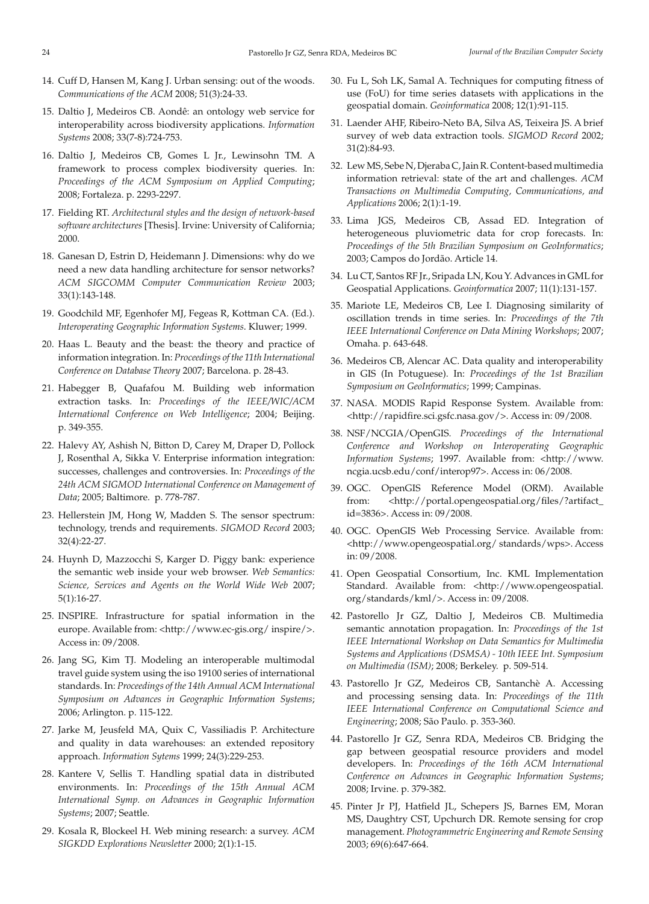14. Cuff D, Hansen M, Kang J. Urban sensing: out of the woods. *Communications of the ACM* 2008; 51(3):24-33.

15. Daltio J, Medeiros CB. Aondê: an ontology web service for interoperability across biodiversity applications. *Information Systems* 2008; 33(7-8):724-753.

16. Daltio J, Medeiros CB, Gomes L Jr., Lewinsohn TM. A framework to process complex biodiversity queries. In: *Proceedings of the ACM Symposium on Applied Computing*; 2008; Fortaleza. p. 2293-2297.

17. Fielding RT. *Architectural styles and the design of network-based software architectures* [Thesis]. Irvine: University of California; 2000.

18. Ganesan D, Estrin D, Heidemann J. Dimensions: why do we need a new data handling architecture for sensor networks? *ACM SIGCOMM Computer Communication Review* 2003; 33(1):143-148.

19. Goodchild MF, Egenhofer MJ, Fegeas R, Kottman CA. (Ed.). *Interoperating Geographic Information Systems*. Kluwer; 1999.

20. Haas L. Beauty and the beast: the theory and practice of information integration. In: *Proceedings of the 11th International Conference on Database Theory* 2007; Barcelona. p. 28-43.

21. Habegger B, Quafafou M. Building web information extraction tasks. In: *Proceedings of the IEEE/WIC/ACM International Conference on Web Intelligence*; 2004; Beijing. p. 349-355.

22. Halevy AY, Ashish N, Bitton D, Carey M, Draper D, Pollock J, Rosenthal A, Sikka V. Enterprise information integration: successes, challenges and controversies. In: *Proceedings of the 24th ACM SIGMOD International Conference on Management of Data*; 2005; Baltimore. p. 778-787.

23. Hellerstein JM, Hong W, Madden S. The sensor spectrum: technology, trends and requirements. *SIGMOD Record* 2003; 32(4):22-27.

24. Huynh D, Mazzocchi S, Karger D. Piggy bank: experience the semantic web inside your web browser. *Web Semantics: Science, Services and Agents on the World Wide Web* 2007; 5(1):16-27.

25. INSPIRE. Infrastructure for spatial information in the europe. Available from: <http://www.ec-gis.org/ inspire/>. Access in: 09/2008.

26. Jang SG, Kim TJ. Modeling an interoperable multimodal travel guide system using the iso 19100 series of international standards. In: *Proceedings of the 14th Annual ACM International Symposium on Advances in Geographic Information Systems*; 2006; Arlington. p. 115-122.

27. Jarke M, Jeusfeld MA, Quix C, Vassiliadis P. Architecture and quality in data warehouses: an extended repository approach. *Information Sytems* 1999; 24(3):229-253.

28. Kantere V, Sellis T. Handling spatial data in distributed environments. In: *Proceedings of the 15th Annual ACM International Symp. on Advances in Geographic Information Systems*; 2007; Seattle.

29. Kosala R, Blockeel H. Web mining research: a survey. *ACM SIGKDD Explorations Newsletter* 2000; 2(1):1-15.

30. Fu L, Soh LK, Samal A. Techniques for computing fitness of use (FoU) for time series datasets with applications in the geospatial domain. *Geoinformatica* 2008; 12(1):91-115.

31. Laender AHF, Ribeiro-Neto BA, Silva AS, Teixeira JS. A brief survey of web data extraction tools. *SIGMOD Record* 2002; 31(2):84-93.

32. Lew MS, Sebe N, Djeraba C, Jain R. Content-based multimedia information retrieval: state of the art and challenges. *ACM Transactions on Multimedia Computing, Communications, and Applications* 2006; 2(1):1-19.

33. Lima JGS, Medeiros CB, Assad ED. Integration of heterogeneous pluviometric data for crop forecasts. In: *Proceedings of the 5th Brazilian Symposium on GeoInformatics*; 2003; Campos do Jordão. Article 14.

34. Lu CT, Santos RF Jr., Sripada LN, Kou Y. Advances in GML for Geospatial Applications. *Geoinformatica* 2007; 11(1):131-157.

35. Mariote LE, Medeiros CB, Lee I. Diagnosing similarity of oscillation trends in time series. In: *Proceedings of the 7th IEEE International Conference on Data Mining Workshops*; 2007; Omaha. p. 643-648.

36. Medeiros CB, Alencar AC. Data quality and interoperability in GIS (In Potuguese). In: *Proceedings of the 1st Brazilian Symposium on GeoInformatics*; 1999; Campinas.

37. NASA. MODIS Rapid Response System. Available from: <http://rapidfire.sci.gsfc.nasa.gov/>. Access in: 09/2008.

38. NSF/NCGIA/OpenGIS. *Proceedings of the International Conference and Workshop on Interoperating Geographic Information Systems*; 1997. Available from: <http://www.ncgia.ucsb.edu/conf/interop97>. Access in: 06/2008.

39. OGC. OpenGIS Reference Model (ORM). Available from: <http://portal.opengeospatial.org/files/?artifact_id=3836>. Access in: 09/2008.

40. OGC. OpenGIS Web Processing Service. Available from: <http://www.opengeospatial.org/ standards/wps>. Access in: 09/2008.

41. Open Geospatial Consortium, Inc. KML Implementation Standard. Available from: <http://www.opengeospatial.org/standards/kml/>. Access in: 09/2008.

42. Pastorello Jr GZ, Daltio J, Medeiros CB. Multimedia semantic annotation propagation. In: *Proceedings of the 1st IEEE International Workshop on Data Semantics for Multimedia Systems and Applications (DSMSA) - 10th IEEE Int. Symposium on Multimedia (ISM)*; 2008; Berkeley. p. 509-514.

43. Pastorello Jr GZ, Medeiros CB, Santanchè A. Accessing and processing sensing data. In: *Proceedings of the 11th IEEE International Conference on Computational Science and Engineering*; 2008; São Paulo. p. 353-360.

44. Pastorello Jr GZ, Senra RDA, Medeiros CB. Bridging the gap between geospatial resource providers and model developers. In: *Proceedings of the 16th ACM International Conference on Advances in Geographic Information Systems*; 2008; Irvine. p. 379-382.

45. Pinter Jr PJ, Hatfield JL, Schepers JS, Barnes EM, Moran MS, Daughtry CST, Upchurch DR. Remote sensing for crop management. *Photogrammetric Engineering and Remote Sensing* 2003; 69(6):647-664.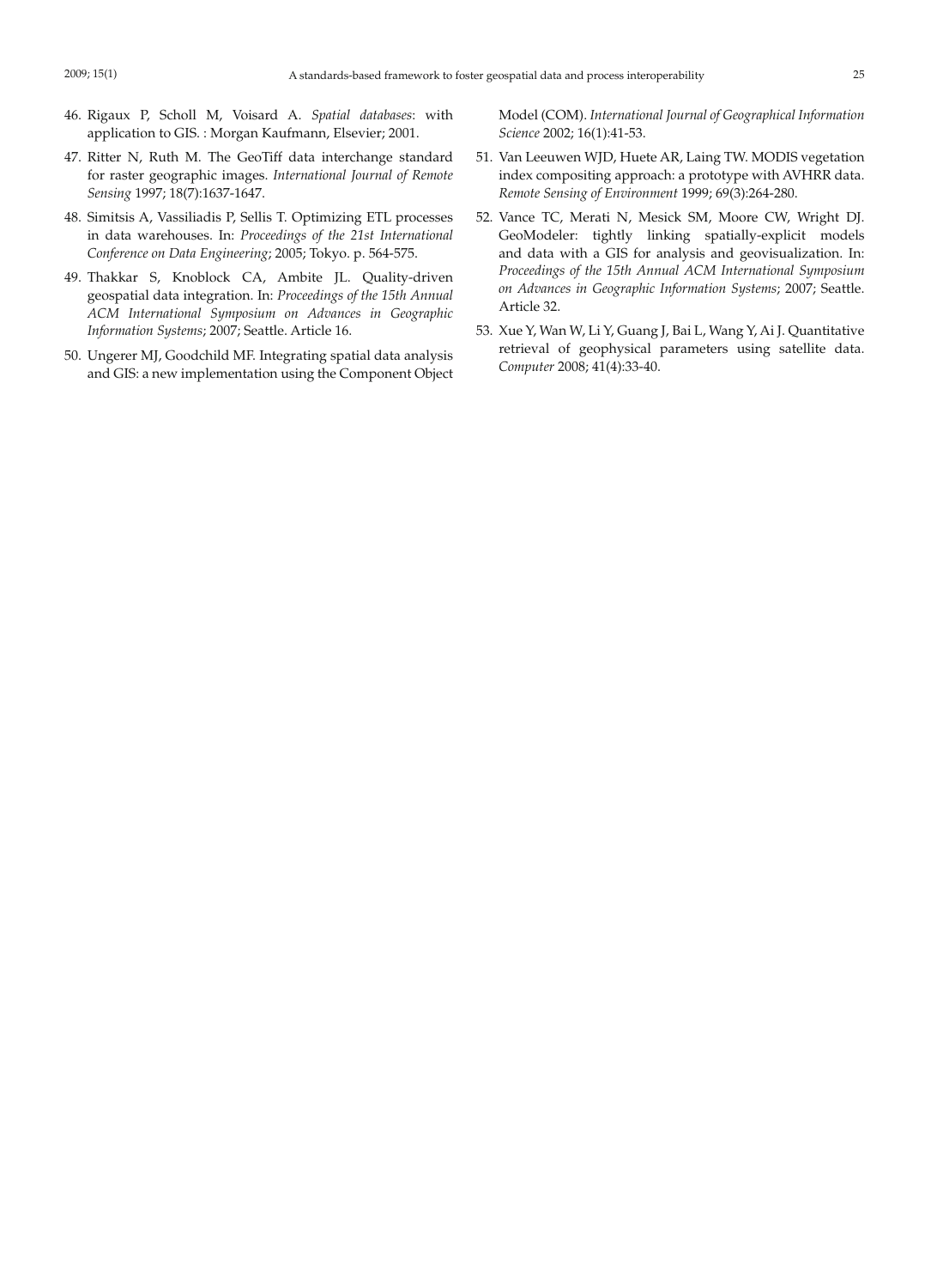46. Rigaux P, Scholl M, Voisard A. *Spatial databases*: with application to GIS. : Morgan Kaufmann, Elsevier; 2001.
47. Ritter N, Ruth M. The GeoTiff data interchange standard for raster geographic images. *International Journal of Remote Sensing* 1997; 18(7):1637-1647.
48. Simitsis A, Vassiliadis P, Sellis T. Optimizing ETL processes in data warehouses. In: *Proceedings of the 21st International Conference on Data Engineering*; 2005; Tokyo. p. 564-575.
49. Thakkar S, Knoblock CA, Ambite JL. Quality-driven geospatial data integration. In: *Proceedings of the 15th Annual ACM International Symposium on Advances in Geographic Information Systems*; 2007; Seattle. Article 16.
50. Ungerer MJ, Goodchild MF. Integrating spatial data analysis and GIS: a new implementation using the Component Object Model (COM). *International Journal of Geographical Information Science* 2002; 16(1):41-53.
51. Van Leeuwen WJD, Huete AR, Laing TW. MODIS vegetation index compositing approach: a prototype with AVHRR data. *Remote Sensing of Environment* 1999; 69(3):264-280.
52. Vance TC, Merati N, Mesick SM, Moore CW, Wright DJ. GeoModeler: tightly linking spatially-explicit models and data with a GIS for analysis and geovisualization. In: *Proceedings of the 15th Annual ACM International Symposium on Advances in Geographic Information Systems*; 2007; Seattle. Article 32.
53. Xue Y, Wan W, Li Y, Guang J, Bai L, Wang Y, Ai J. Quantitative retrieval of geophysical parameters using satellite data. *Computer* 2008; 41(4):33-40.